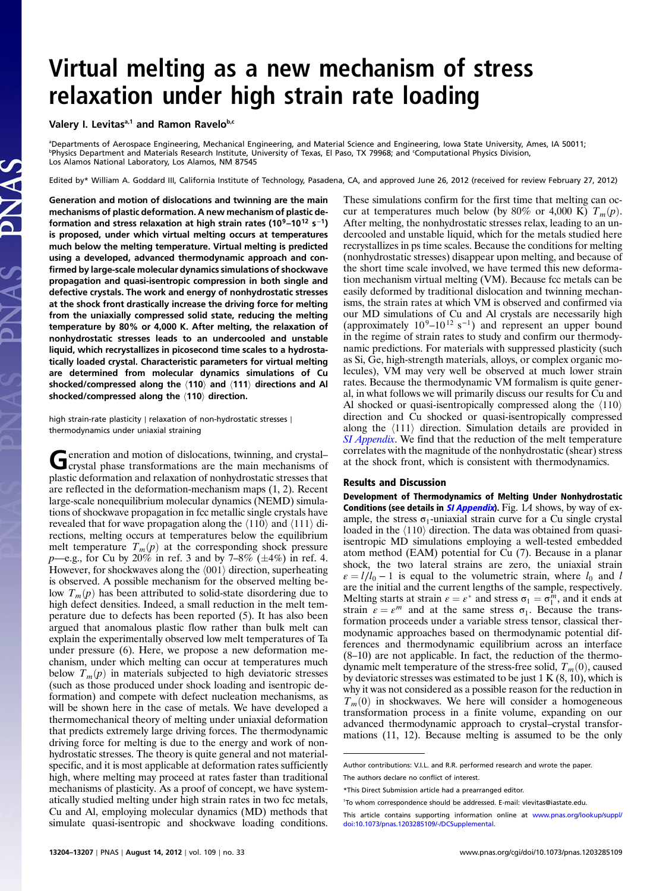# Virtual melting as a new mechanism of stress relaxation under high strain rate loading

**Valery I. Levitas**[a,1] **and Ramon Ravelo**[b,c]

[a]Departments of Aerospace Engineering, Mechanical Engineering, and Material Science and Engineering, Iowa State University, Ames, IA 50011; [b]Physics Department and Materials Research Institute, University of Texas, El Paso, TX 79968; and [c]Computational Physics Division, Los Alamos National Laboratory, Los Alamos, NM 87545

Edited by* William A. Goddard III, California Institute of Technology, Pasadena, CA, and approved June 26, 2012 (received for review February 27, 2012)

**Generation and motion of dislocations and twinning are the main mechanisms of plastic deformation. A new mechanism of plastic deformation and stress relaxation at high strain rates ($10^9$–$10^{12}$ s$^{-1}$) is proposed, under which virtual melting occurs at temperatures much below the melting temperature. Virtual melting is predicted using a developed, advanced thermodynamic approach and confirmed by large-scale molecular dynamics simulations of shockwave propagation and quasi-isentropic compression in both single and defective crystals. The work and energy of nonhydrostatic stresses at the shock front drastically increase the driving force for melting from the uniaxially compressed solid state, reducing the melting temperature by 80% or 4,000 K. After melting, the relaxation of nonhydrostatic stresses leads to an undercooled and unstable liquid, which recrystallizes in picosecond time scales to a hydrostatically loaded crystal. Characteristic parameters for virtual melting are determined from molecular dynamics simulations of Cu shocked/compressed along the ⟨110⟩ and ⟨111⟩ directions and Al shocked/compressed along the ⟨110⟩ direction.**

high strain-rate plasticity | relaxation of non-hydrostatic stresses | thermodynamics under uniaxial straining

Generation and motion of dislocations, twinning, and crystal–crystal phase transformations are the main mechanisms of plastic deformation and relaxation of nonhydrostatic stresses that are reflected in the deformation-mechanism maps (1, 2). Recent large-scale nonequilibrium molecular dynamics (NEMD) simulations of shockwave propagation in fcc metallic single crystals have revealed that for wave propagation along the ⟨110⟩ and ⟨111⟩ directions, melting occurs at temperatures below the equilibrium melt temperature $T_m(p)$ at the corresponding shock pressure $p$—e.g., for Cu by 20% in ref. 3 and by 7–8% (±4%) in ref. 4. However, for shockwaves along the ⟨001⟩ direction, superheating is observed. A possible mechanism for the observed melting below $T_m(p)$ has been attributed to solid-state disordering due to high defect densities. Indeed, a small reduction in the melt temperature due to defects has been reported (5). It has also been argued that anomalous plastic flow rather than bulk melt can explain the experimentally observed low melt temperatures of Ta under pressure (6). Here, we propose a new deformation mechanism, under which melting can occur at temperatures much below $T_m(p)$ in materials subjected to high deviatoric stresses (such as those produced under shock loading and isentropic deformation) and compete with defect nucleation mechanisms, as will be shown here in the case of metals. We have developed a thermomechanical theory of melting under uniaxial deformation that predicts extremely large driving forces. The thermodynamic driving force for melting is due to the energy and work of nonhydrostatic stresses. The theory is quite general and not material-specific, and it is most applicable at deformation rates sufficiently high, where melting may proceed at rates faster than traditional mechanisms of plasticity. As a proof of concept, we have systematically studied melting under high strain rates in two fcc metals, Cu and Al, employing molecular dynamics (MD) methods that simulate quasi-isentropic and shockwave loading conditions. These simulations confirm for the first time that melting can occur at temperatures much below (by 80% or 4,000 K) $T_m(p)$. After melting, the nonhydrostatic stresses relax, leading to an undercooled and unstable liquid, which for the metals studied here recrystallizes in ps time scales. Because the conditions for melting (nonhydrostatic stresses) disappear upon melting, and because of the short time scale involved, we have termed this new deformation mechanism virtual melting (VM). Because fcc metals can be easily deformed by traditional dislocation and twinning mechanisms, the strain rates at which VM is observed and confirmed via our MD simulations of Cu and Al crystals are necessarily high (approximately $10^9$–$10^{12}$ s$^{-1}$) and represent an upper bound in the regime of strain rates to study and confirm our thermodynamic predictions. For materials with suppressed plasticity (such as Si, Ge, high-strength materials, alloys, or complex organic molecules), VM may very well be observed at much lower strain rates. Because the thermodynamic VM formalism is quite general, in what follows we will primarily discuss our results for Cu and Al shocked or quasi-isentropically compressed along the ⟨110⟩ direction and Cu shocked or quasi-isentropically compressed along the ⟨111⟩ direction. Simulation details are provided in *SI Appendix*. We find that the reduction of the melt temperature correlates with the magnitude of the nonhydrostatic (shear) stress at the shock front, which is consistent with thermodynamics.

## Results and Discussion

**Development of Thermodynamics of Melting Under Nonhydrostatic Conditions (see details in *SI Appendix*).** Fig. 1*A* shows, by way of example, the stress $\sigma_1$-uniaxial strain curve for a Cu single crystal loaded in the ⟨110⟩ direction. The data was obtained from quasi-isentropic MD simulations employing a well-tested embedded atom method (EAM) potential for Cu (7). Because in a planar shock, the two lateral strains are zero, the uniaxial strain $\varepsilon = l/l_0 - 1$ is equal to the volumetric strain, where $l_0$ and $l$ are the initial and the current lengths of the sample, respectively. Melting starts at strain $\varepsilon = \varepsilon^*$ and stress $\sigma_1 = \sigma_1^m$, and it ends at strain $\varepsilon = \varepsilon^m$ and at the same stress $\sigma_1$. Because the transformation proceeds under a variable stress tensor, classical thermodynamic approaches based on thermodynamic potential differences and thermodynamic equilibrium across an interface (8–10) are not applicable. In fact, the reduction of the thermodynamic melt temperature of the stress-free solid, $T_m(0)$, caused by deviatoric stresses was estimated to be just 1 K (8, 10), which is why it was not considered as a possible reason for the reduction in $T_m(0)$ in shockwaves. We here will consider a homogeneous transformation process in a finite volume, expanding on our advanced thermodynamic approach to crystal–crystal transformations (11, 12). Because melting is assumed to be the only

---

Author contributions: V.I.L. and R.R. performed research and wrote the paper.

The authors declare no conflict of interest.

*This Direct Submission article had a prearranged editor.

[1]To whom correspondence should be addressed. E-mail: vlevitas@iastate.edu.

This article contains supporting information online at www.pnas.org/lookup/suppl/doi:10.1073/pnas.1203285109/-/DCSupplemental.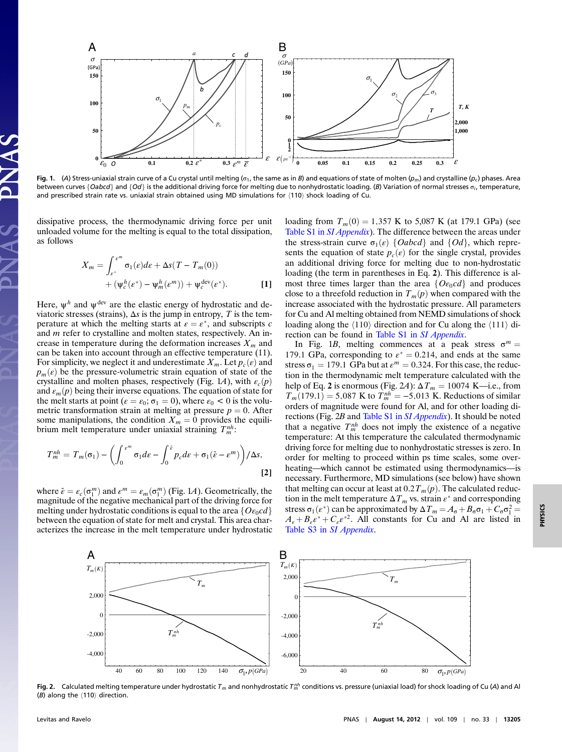Fig. 1. (A) Stress-uniaxial strain curve of a Cu crystal until melting ($\sigma_1$, the same as in B) and equations of state of molten ($p_m$) and crystalline ($p_c$) phases. Area between curves $\{Oabcd\}$ and $\{Od\}$ is the additional driving force for melting due to nonhydrostatic loading. (B) Variation of normal stresses $\sigma_i$, temperature, and prescribed strain rate vs. uniaxial strain obtained using MD simulations for $\langle 110\rangle$ shock loading of Cu.

dissipative process, the thermodynamic driving force per unit unloaded volume for the melting is equal to the total dissipation, as follows

$$X_m = \int_{\varepsilon^*}^{\varepsilon^m} \sigma_1(\varepsilon)d\varepsilon + \Delta s(T - T_m(0)) + (\psi_c^h(\varepsilon^*) - \psi_m^h(\varepsilon^m)) + \psi_c^{\text{dev}}(\varepsilon^*). \quad [1]$$

Here, $\psi^h$ and $\psi^{\text{dev}}$ are the elastic energy of hydrostatic and deviatoric stresses (strains), $\Delta s$ is the jump in entropy, $T$ is the temperature at which the melting starts at $\varepsilon = \varepsilon^*$, and subscripts $c$ and $m$ refer to crystalline and molten states, respectively. An increase in temperature during the deformation increases $X_m$ and can be taken into account through an effective temperature (11). For simplicity, we neglect it and underestimate $X_m$. Let $p_c(\varepsilon)$ and $p_m(\varepsilon)$ be the pressure-volumetric strain equation of state of the crystalline and molten phases, respectively (Fig. 1A), with $\varepsilon_c(p)$ and $\varepsilon_m(p)$ being their inverse equations. The equation of state for the melt starts at point ($\varepsilon = \varepsilon_0$; $\sigma_1 = 0$), where $\varepsilon_0 < 0$ is the volumetric transformation strain at melting at pressure $p = 0$. After some manipulations, the condition $X_m = 0$ provides the equilibrium melt temperature under uniaxial straining $T_m^{nh}$:

$$T_m^{nh} = T_m(\sigma_1) - \left( \int_0^{\varepsilon^m} \sigma_1 d\varepsilon - \int_0^{\bar{\varepsilon}} p_c d\varepsilon + \sigma_1(\bar{\varepsilon} - \varepsilon^m) \right) / \Delta s, \quad [2]$$

where $\bar{\varepsilon} = \varepsilon_c(\sigma_1^m)$ and $\varepsilon^m = \varepsilon_m(\sigma_1^m)$ (Fig. 1A). Geometrically, the magnitude of the negative mechanical part of the driving force for melting under hydrostatic conditions is equal to the area $\{O\varepsilon_0cd\}$ between the equation of state for melt and crystal. This area characterizes the increase in the melt temperature under hydrostatic loading from $T_m(0) = 1{,}357$ K to 5,087 K (at 179.1 GPa) (see Table S1 in *SI Appendix*). The difference between the areas under the stress-strain curve $\sigma_1(\varepsilon)$ $\{Oabcd\}$ and $\{Od\}$, which represents the equation of state $p_c(\varepsilon)$ for the single crystal, provides an additional driving force for melting due to non-hydrostatic loading (the term in parentheses in Eq. 2). This difference is almost three times larger than the area $\{O\varepsilon_0cd\}$ and produces close to a threefold reduction in $T_m(p)$ when compared with the increase associated with the hydrostatic pressure. All parameters for Cu and Al melting obtained from NEMD simulations of shock loading along the $\langle 110\rangle$ direction and for Cu along the $\langle 111\rangle$ direction can be found in Table S1 in *SI Appendix*.

In Fig. 1B, melting commences at a peak stress $\sigma^m = 179.1$ GPa, corresponding to $\varepsilon^* = 0.214$, and ends at the same stress $\sigma_1 = 179.1$ GPa but at $\varepsilon^m = 0.324$. For this case, the reduction in the thermodynamic melt temperature calculated with the help of Eq. 2 is enormous (Fig. 2A): $\Delta T_m = 10074$ K—i.e., from $T_m(179.1) = 5{,}087$ K to $T_m^{nh} = -5{,}013$ K. Reductions of similar orders of magnitude were found for Al, and for other loading directions (Fig. 2B and Table S1 in *SI Appendix*). It should be noted that a negative $T_m^{nh}$ does not imply the existence of a negative temperature: At this temperature the calculated thermodynamic driving force for melting due to nonhydrostatic stresses is zero. In order for melting to proceed within ps time scales, some overheating—which cannot be estimated using thermodynamics—is necessary. Furthermore, MD simulations (see below) have shown that melting can occur at least at $0.2T_m(p)$. The calculated reduction in the melt temperature $\Delta T_m$ vs. strain $\varepsilon^*$ and corresponding stress $\sigma_1(\varepsilon^*)$ can be approximated by $\Delta T_m = A_\sigma + B_\sigma\sigma_1 + C_\sigma\sigma_1^2 = A_\varepsilon + B_\varepsilon\varepsilon^* + C_\varepsilon\varepsilon^{*2}$. All constants for Cu and Al are listed in Table S3 in *SI Appendix*.

Fig. 2. Calculated melting temperature under hydrostatic $T_m$ and nonhydrostatic $T_m^{nh}$ conditions vs. pressure (uniaxial load) for shock loading of Cu (A) and Al (B) along the $\langle 110\rangle$ direction.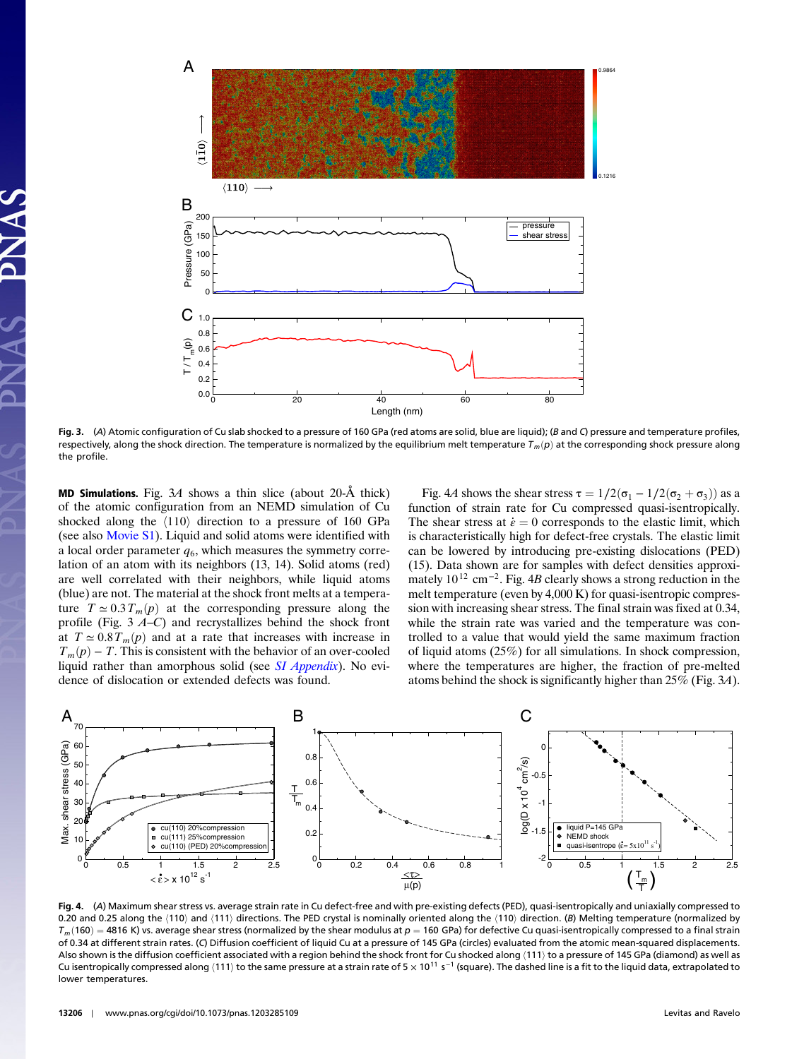Fig. 3. (A) Atomic configuration of Cu slab shocked to a pressure of 160 GPa (red atoms are solid, blue are liquid); (B and C) pressure and temperature profiles, respectively, along the shock direction. The temperature is normalized by the equilibrium melt temperature $T_m(p)$ at the corresponding shock pressure along the profile.

**MD Simulations.** Fig. 3A shows a thin slice (about 20-Å thick) of the atomic configuration from an NEMD simulation of Cu shocked along the $\langle 110 \rangle$ direction to a pressure of 160 GPa (see also Movie S1). Liquid and solid atoms were identified with a local order parameter $q_6$, which measures the symmetry correlation of an atom with its neighbors (13, 14). Solid atoms (red) are well correlated with their neighbors, while liquid atoms (blue) are not. The material at the shock front melts at a temperature $T \simeq 0.3T_m(p)$ at the corresponding pressure along the profile (Fig. 3 A–C) and recrystallizes behind the shock front at $T \simeq 0.8T_m(p)$ and at a rate that increases with increase in $T_m(p) - T$. This is consistent with the behavior of an over-cooled liquid rather than amorphous solid (see *SI Appendix*). No evidence of dislocation or extended defects was found.

Fig. 4A shows the shear stress $\tau = 1/2(\sigma_1 - 1/2(\sigma_2 + \sigma_3))$ as a function of strain rate for Cu compressed quasi-isentropically. The shear stress at $\dot{\varepsilon} = 0$ corresponds to the elastic limit, which is characteristically high for defect-free crystals. The elastic limit can be lowered by introducing pre-existing dislocations (PED) (15). Data shown are for samples with defect densities approximately $10^{12}$ cm$^{-2}$. Fig. 4B clearly shows a strong reduction in the melt temperature (even by 4,000 K) for quasi-isentropic compression with increasing shear stress. The final strain was fixed at 0.34, while the strain rate was varied and the temperature was controlled to a value that would yield the same maximum fraction of liquid atoms (25%) for all simulations. In shock compression, where the temperatures are higher, the fraction of pre-melted atoms behind the shock is significantly higher than 25% (Fig. 3A).

Fig. 4. (A) Maximum shear stress vs. average strain rate in Cu defect-free and with pre-existing defects (PED), quasi-isentropically and uniaxially compressed to 0.20 and 0.25 along the $\langle 110 \rangle$ and $\langle 111 \rangle$ directions. The PED crystal is nominally oriented along the $\langle 110 \rangle$ direction. (B) Melting temperature (normalized by $T_m(160) = 4816$ K) vs. average shear stress (normalized by the shear modulus at $p = 160$ GPa) for defective Cu quasi-isentropically compressed to a final strain of 0.34 at different strain rates. (C) Diffusion coefficient of liquid Cu at a pressure of 145 GPa (circles) evaluated from the atomic mean-squared displacements. Also shown is the diffusion coefficient associated with a region behind the shock front for Cu shocked along $\langle 111 \rangle$ to a pressure of 145 GPa (diamond) as well as Cu isentropically compressed along $\langle 111 \rangle$ to the same pressure at a strain rate of $5 \times 10^{11}$ s$^{-1}$ (square). The dashed line is a fit to the liquid data, extrapolated to lower temperatures.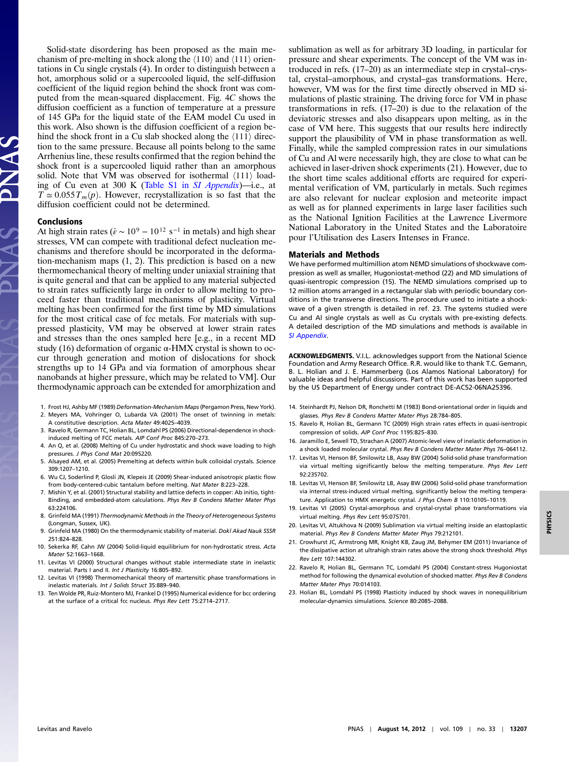Solid-state disordering has been proposed as the main mechanism of pre-melting in shock along the ⟨110⟩ and ⟨111⟩ orientations in Cu single crystals (4). In order to distinguish between a hot, amorphous solid or a supercooled liquid, the self-diffusion coefficient of the liquid region behind the shock front was computed from the mean-squared displacement. Fig. 4C shows the diffusion coefficient as a function of temperature at a pressure of 145 GPa for the liquid state of the EAM model Cu used in this work. Also shown is the diffusion coefficient of a region behind the shock front in a Cu slab shocked along the ⟨111⟩ direction to the same pressure. Because all points belong to the same Arrhenius line, these results confirmed that the region behind the shock front is a supercooled liquid rather than an amorphous solid. Note that VM was observed for isothermal ⟨111⟩ loading of Cu even at 300 K (Table S1 in *SI Appendix*)—i.e., at $T \simeq 0.055 T_m(p)$. However, recrystallization is so fast that the diffusion coefficient could not be determined.

## Conclusions

At high strain rates ($\dot{\varepsilon} \sim 10^9 - 10^{12}$ s$^{-1}$ in metals) and high shear stresses, VM can compete with traditional defect nucleation mechanisms and therefore should be incorporated in the deformation-mechanism maps (1, 2). This prediction is based on a new thermomechanical theory of melting under uniaxial straining that is quite general and that can be applied to any material subjected to strain rates sufficiently large in order to allow melting to proceed faster than traditional mechanisms of plasticity. Virtual melting has been confirmed for the first time by MD simulations for the most critical case of fcc metals. For materials with suppressed plasticity, VM may be observed at lower strain rates and stresses than the ones sampled here [e.g., in a recent MD study (16) deformation of organic α-HMX crystal is shown to occur through generation and motion of dislocations for shock strengths up to 14 GPa and via formation of amorphous shear nanobands at higher pressure, which may be related to VM]. Our thermodynamic approach can be extended for amorphization and sublimation as well as for arbitrary 3D loading, in particular for pressure and shear experiments. The concept of the VM was introduced in refs. (17–20) as an intermediate step in crystal–crystal, crystal–amorphous, and crystal–gas transformations. Here, however, VM was for the first time directly observed in MD simulations of plastic straining. The driving force for VM in phase transformations in refs. (17–20) is due to the relaxation of the deviatoric stresses and also disappears upon melting, as in the case of VM here. This suggests that our results here indirectly support the plausibility of VM in phase transformation as well. Finally, while the sampled compression rates in our simulations of Cu and Al were necessarily high, they are close to what can be achieved in laser-driven shock experiments (21). However, due to the short time scales additional efforts are required for experimental verification of VM, particularly in metals. Such regimes are also relevant for nuclear explosion and meteorite impact as well as for planned experiments in large laser facilities such as the National Ignition Facilities at the Lawrence Livermore National Laboratory in the United States and the Laboratoire pour l'Utilisation des Lasers Intenses in France.

## Materials and Methods

We have performed multimillion atom NEMD simulations of shockwave compression as well as smaller, Hugoniostat-method (22) and MD simulations of quasi-isentropic compression (15). The NEMD simulations comprised up to 12 million atoms arranged in a rectangular slab with periodic boundary conditions in the transverse directions. The procedure used to initiate a shockwave of a given strength is detailed in ref. 23. The systems studied were Cu and Al single crystals as well as Cu crystals with pre-existing defects. A detailed description of the MD simulations and methods is available in *SI Appendix*.

**ACKNOWLEDGMENTS.** V.I.L. acknowledges support from the National Science Foundation and Army Research Office. R.R. would like to thank T.C. Germann, B. L. Holian and J. E. Hammerberg (Los Alamos National Laboratory) for valuable ideas and helpful discussions. Part of this work has been supported by the US Department of Energy under contract DE-AC52-06NA25396.

1. Frost HJ, Ashby MF (1989) *Deformation-Mechanism Maps* (Pergamon Press, New York).
2. Meyers MA, Vohringer O, Lubarda VA (2001) The onset of twinning in metals: A constitutive description. *Acta Mater* 49:4025–4039.
3. Ravelo R, Germann TC, Holian BL, Lomdahl PS (2006) Directional-dependence in shock-induced melting of FCC metals. *AIP Conf Proc* 845:270–273.
4. An Q, et al. (2008) Melting of Cu under hydrostatic and shock wave loading to high pressures. *J Phys Cond Mat* 20:095220.
5. Alsayed AM, et al. (2005) Premelting at defects within bulk colloidal crystals. *Science* 309:1207–1210.
6. Wu CJ, Soderlind P, Glosli JN, Klepeis JE (2009) Shear-induced anisotropic plastic flow from body-centered-cubic tantalum before melting. *Nat Mater* 8:223–228.
7. Mishin Y, et al. (2001) Structural stability and lattice defects in copper: Ab initio, tight-Binding, and embedded-atom calculations. *Phys Rev B Condens Matter Mater Phys* 63:224106.
8. Grinfeld MA (1991) *Thermodynamic Methods in the Theory of Heterogeneous Systems* (Longman, Sussex, UK).
9. Grinfeld MA (1980) On the thermodynamic stability of material. *Dokl Akad Nauk SSSR* 251:824–828.
10. Sekerka RF, Cahn JW (2004) Solid-liquid equilibrium for non-hydrostatic stress. *Acta Mater* 52:1663–1668.
11. Levitas VI (2000) Structural changes without stable intermediate state in inelastic material. Parts I and II. *Int J Plasticity* 16:805–892.
12. Levitas VI (1998) Thermomechanical theory of martensitic phase transformations in inelastic materials. *Int J Solids Struct* 35:889–940.
13. Ten Wolde PR, Ruiz-Montero MJ, Frankel D (1995) Numerical evidence for bcc ordering at the surface of a critical fcc nucleus. *Phys Rev Lett* 75:2714–2717.
14. Steinhardt PJ, Nelson DR, Ronchetti M (1983) Bond-orientational order in liquids and glasses. *Phys Rev B Condens Matter Mater Phys* 28:784–805.
15. Ravelo R, Holian BL, Germann TC (2009) High strain rates effects in quasi-isentropic compression of solids. *AIP Conf Proc* 1195:825–830.
16. Jaramillo E, Sewell TD, Strachan A (2007) Atomic-level view of inelastic deformation in a shock loaded molecular crystal. *Phys Rev B Condens Matter Mater Phys* 76–064112.
17. Levitas VI, Henson BF, Smilowitz LB, Asay BW (2004) Solid-solid phase transformation via virtual melting significantly below the melting temperature. *Phys Rev Lett* 92:235702.
18. Levitas VI, Henson BF, Smilowitz LB, Asay BW (2006) Solid-solid phase transformation via internal stress-induced virtual melting, significantly below the melting temperature. Application to HMX energetic crystal. *J Phys Chem B* 110:10105–10119.
19. Levitas VI (2005) Crystal-amorphous and crystal-crystal phase transformations via virtual melting. *Phys Rev Lett* 95:075701.
20. Levitas VI, Altukhova N (2009) Sublimation via virtual melting inside an elastoplastic material. *Phys Rev B Condens Matter Mater Phys* 79:212101.
21. Crowhurst JC, Armstrong MR, Knight KB, Zaug JM, Behymer EM (2011) Invariance of the dissipative action at ultrahigh strain rates above the strong shock threshold. *Phys Rev Lett* 107:144302.
22. Ravelo R, Holian BL, Germann TC, Lomdahl PS (2004) Constant-stress Hugoniostat method for following the dynamical evolution of shocked matter. *Phys Rev B Condens Matter Mater Phys* 70:014103.
23. Holian BL, Lomdahl PS (1998) Plasticity induced by shock waves in nonequilibrium molecular-dynamics simulations. *Science* 80:2085–2088.